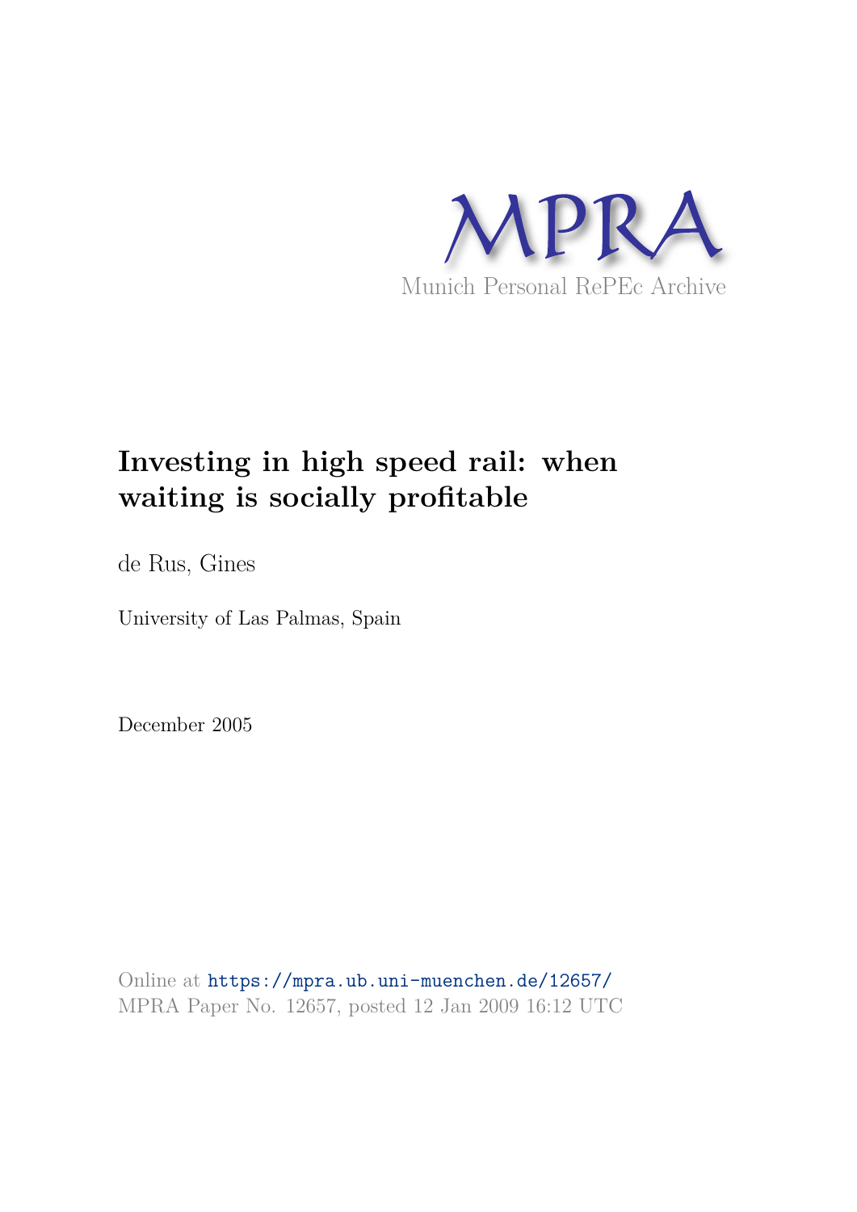MPRA

Munich Personal RePEc Archive

# Investing in high speed rail: when waiting is socially profitable

de Rus, Gines

University of Las Palmas, Spain

December 2005

Online at https://mpra.ub.uni-muenchen.de/12657/
MPRA Paper No. 12657, posted 12 Jan 2009 16:12 UTC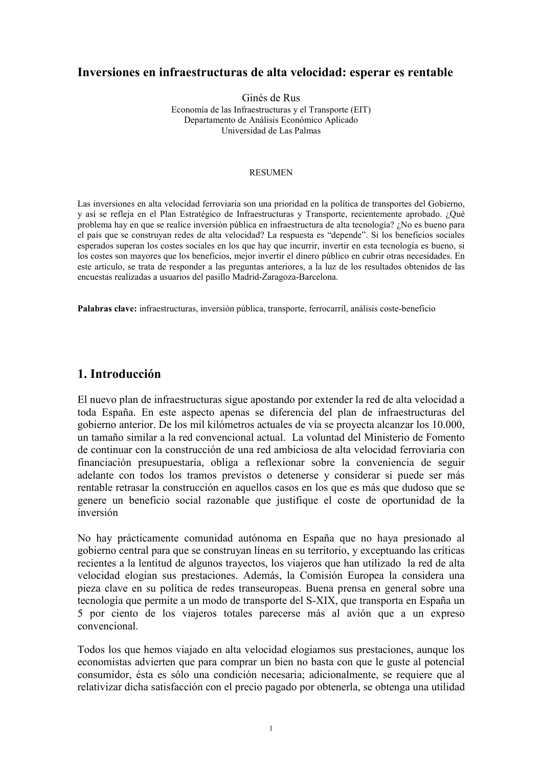# Inversiones en infraestructuras de alta velocidad: esperar es rentable

Ginés de Rus
Economía de las Infraestructuras y el Transporte (EIT)
Departamento de Análisis Económico Aplicado
Universidad de Las Palmas

RESUMEN

Las inversiones en alta velocidad ferroviaria son una prioridad en la política de transportes del Gobierno, y así se refleja en el Plan Estratégico de Infraestructuras y Transporte, recientemente aprobado. ¿Qué problema hay en que se realice inversión pública en infraestructura de alta tecnología? ¿No es bueno para el país que se construyan redes de alta velocidad? La respuesta es "depende". Si los beneficios sociales esperados superan los costes sociales en los que hay que incurrir, invertir en esta tecnología es bueno, si los costes son mayores que los beneficios, mejor invertir el dinero público en cubrir otras necesidades. En este artículo, se trata de responder a las preguntas anteriores, a la luz de los resultados obtenidos de las encuestas realizadas a usuarios del pasillo Madrid-Zaragoza-Barcelona.

**Palabras clave:** infraestructuras, inversión pública, transporte, ferrocarril, análisis coste-beneficio

## 1. Introducción

El nuevo plan de infraestructuras sigue apostando por extender la red de alta velocidad a toda España. En este aspecto apenas se diferencia del plan de infraestructuras del gobierno anterior. De los mil kilómetros actuales de vía se proyecta alcanzar los 10.000, un tamaño similar a la red convencional actual. La voluntad del Ministerio de Fomento de continuar con la construcción de una red ambiciosa de alta velocidad ferroviaria con financiación presupuestaría, obliga a reflexionar sobre la conveniencia de seguir adelante con todos los tramos previstos o detenerse y considerar si puede ser más rentable retrasar la construcción en aquellos casos en los que es más que dudoso que se genere un beneficio social razonable que justifique el coste de oportunidad de la inversión

No hay prácticamente comunidad autónoma en España que no haya presionado al gobierno central para que se construyan líneas en su territorio, y exceptuando las críticas recientes a la lentitud de algunos trayectos, los viajeros que han utilizado la red de alta velocidad elogian sus prestaciones. Además, la Comisión Europea la considera una pieza clave en su política de redes transeuropeas. Buena prensa en general sobre una tecnología que permite a un modo de transporte del S-XIX, que transporta en España un 5 por ciento de los viajeros totales parecerse más al avión que a un expreso convencional.

Todos los que hemos viajado en alta velocidad elogiamos sus prestaciones, aunque los economistas advierten que para comprar un bien no basta con que le guste al potencial consumidor, ésta es sólo una condición necesaria; adicionalmente, se requiere que al relativizar dicha satisfacción con el precio pagado por obtenerla, se obtenga una utilidad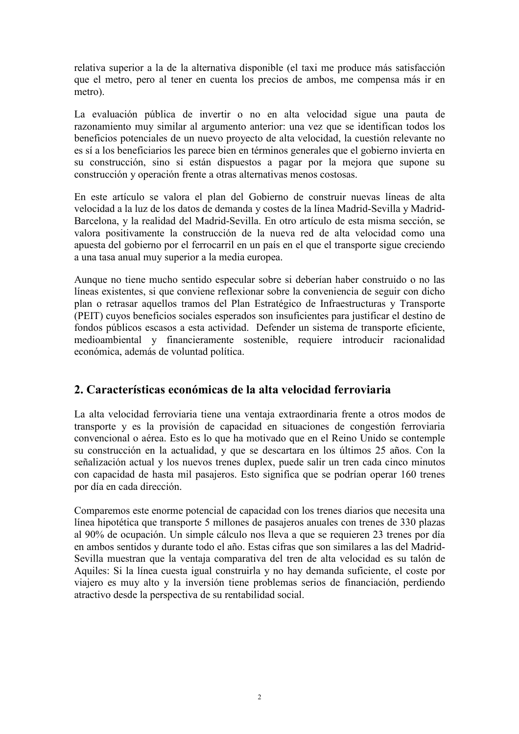relativa superior a la de la alternativa disponible (el taxi me produce más satisfacción que el metro, pero al tener en cuenta los precios de ambos, me compensa más ir en metro).

La evaluación pública de invertir o no en alta velocidad sigue una pauta de razonamiento muy similar al argumento anterior: una vez que se identifican todos los beneficios potenciales de un nuevo proyecto de alta velocidad, la cuestión relevante no es sí a los beneficiarios les parece bien en términos generales que el gobierno invierta en su construcción, sino si están dispuestos a pagar por la mejora que supone su construcción y operación frente a otras alternativas menos costosas.

En este artículo se valora el plan del Gobierno de construir nuevas líneas de alta velocidad a la luz de los datos de demanda y costes de la línea Madrid-Sevilla y Madrid-Barcelona, y la realidad del Madrid-Sevilla. En otro artículo de esta misma sección, se valora positivamente la construcción de la nueva red de alta velocidad como una apuesta del gobierno por el ferrocarril en un país en el que el transporte sigue creciendo a una tasa anual muy superior a la media europea.

Aunque no tiene mucho sentido especular sobre si deberían haber construido o no las líneas existentes, si que conviene reflexionar sobre la conveniencia de seguir con dicho plan o retrasar aquellos tramos del Plan Estratégico de Infraestructuras y Transporte (PEIT) cuyos beneficios sociales esperados son insuficientes para justificar el destino de fondos públicos escasos a esta actividad. Defender un sistema de transporte eficiente, medioambiental y financieramente sostenible, requiere introducir racionalidad económica, además de voluntad política.

## 2. Características económicas de la alta velocidad ferroviaria

La alta velocidad ferroviaria tiene una ventaja extraordinaria frente a otros modos de transporte y es la provisión de capacidad en situaciones de congestión ferroviaria convencional o aérea. Esto es lo que ha motivado que en el Reino Unido se contemple su construcción en la actualidad, y que se descartara en los últimos 25 años. Con la señalización actual y los nuevos trenes duplex, puede salir un tren cada cinco minutos con capacidad de hasta mil pasajeros. Esto significa que se podrían operar 160 trenes por día en cada dirección.

Comparemos este enorme potencial de capacidad con los trenes diarios que necesita una línea hipotética que transporte 5 millones de pasajeros anuales con trenes de 330 plazas al 90% de ocupación. Un simple cálculo nos lleva a que se requieren 23 trenes por día en ambos sentidos y durante todo el año. Estas cifras que son similares a las del Madrid-Sevilla muestran que la ventaja comparativa del tren de alta velocidad es su talón de Aquiles: Si la línea cuesta igual construirla y no hay demanda suficiente, el coste por viajero es muy alto y la inversión tiene problemas serios de financiación, perdiendo atractivo desde la perspectiva de su rentabilidad social.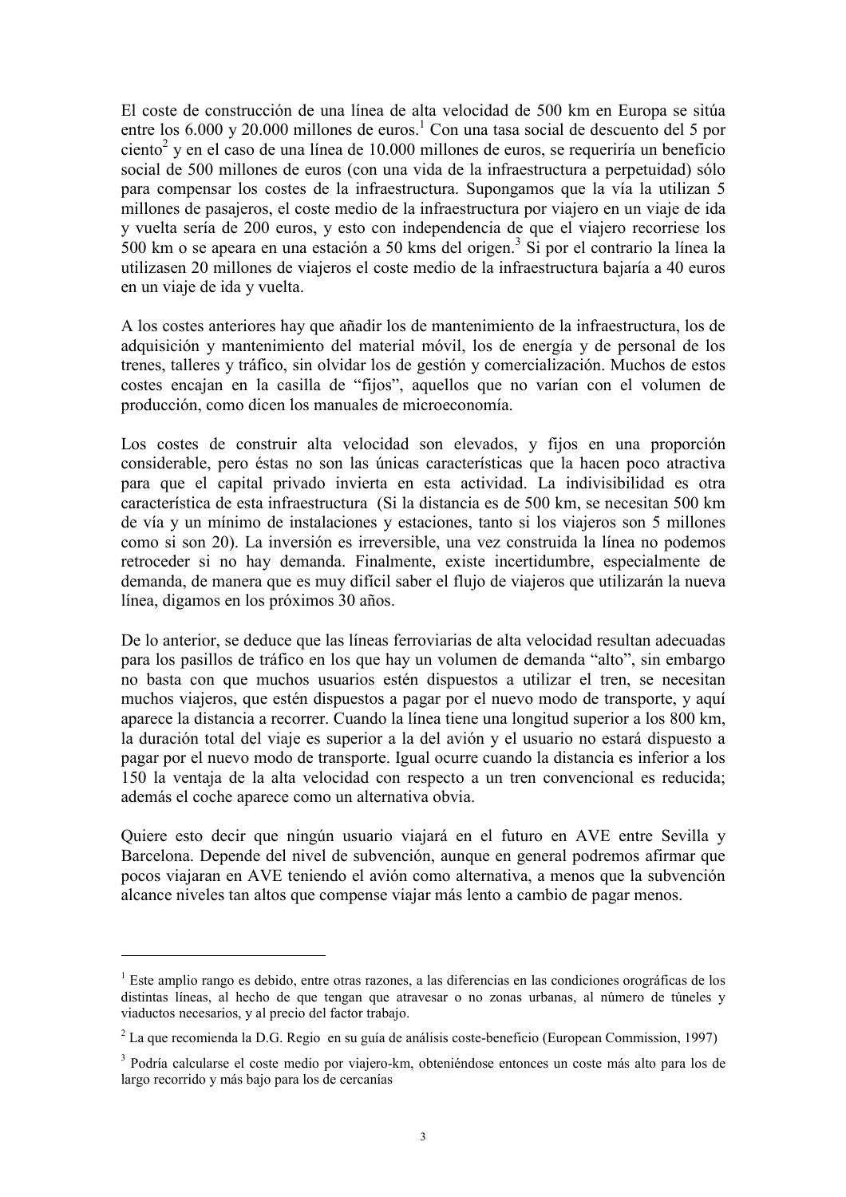El coste de construcción de una línea de alta velocidad de 500 km en Europa se sitúa entre los 6.000 y 20.000 millones de euros.[1] Con una tasa social de descuento del 5 por ciento[2] y en el caso de una línea de 10.000 millones de euros, se requeriría un beneficio social de 500 millones de euros (con una vida de la infraestructura a perpetuidad) sólo para compensar los costes de la infraestructura. Supongamos que la vía la utilizan 5 millones de pasajeros, el coste medio de la infraestructura por viajero en un viaje de ida y vuelta sería de 200 euros, y esto con independencia de que el viajero recorriese los 500 km o se apeara en una estación a 50 kms del origen.[3] Si por el contrario la línea la utilizasen 20 millones de viajeros el coste medio de la infraestructura bajaría a 40 euros en un viaje de ida y vuelta.

A los costes anteriores hay que añadir los de mantenimiento de la infraestructura, los de adquisición y mantenimiento del material móvil, los de energía y de personal de los trenes, talleres y tráfico, sin olvidar los de gestión y comercialización. Muchos de estos costes encajan en la casilla de "fijos", aquellos que no varían con el volumen de producción, como dicen los manuales de microeconomía.

Los costes de construir alta velocidad son elevados, y fijos en una proporción considerable, pero éstas no son las únicas características que la hacen poco atractiva para que el capital privado invierta en esta actividad. La indivisibilidad es otra característica de esta infraestructura (Si la distancia es de 500 km, se necesitan 500 km de vía y un mínimo de instalaciones y estaciones, tanto si los viajeros son 5 millones como si son 20). La inversión es irreversible, una vez construida la línea no podemos retroceder si no hay demanda. Finalmente, existe incertidumbre, especialmente de demanda, de manera que es muy difícil saber el flujo de viajeros que utilizarán la nueva línea, digamos en los próximos 30 años.

De lo anterior, se deduce que las líneas ferroviarias de alta velocidad resultan adecuadas para los pasillos de tráfico en los que hay un volumen de demanda "alto", sin embargo no basta con que muchos usuarios estén dispuestos a utilizar el tren, se necesitan muchos viajeros, que estén dispuestos a pagar por el nuevo modo de transporte, y aquí aparece la distancia a recorrer. Cuando la línea tiene una longitud superior a los 800 km, la duración total del viaje es superior a la del avión y el usuario no estará dispuesto a pagar por el nuevo modo de transporte. Igual ocurre cuando la distancia es inferior a los 150 la ventaja de la alta velocidad con respecto a un tren convencional es reducida; además el coche aparece como un alternativa obvia.

Quiere esto decir que ningún usuario viajará en el futuro en AVE entre Sevilla y Barcelona. Depende del nivel de subvención, aunque en general podremos afirmar que pocos viajaran en AVE teniendo el avión como alternativa, a menos que la subvención alcance niveles tan altos que compense viajar más lento a cambio de pagar menos.

---

[1] Este amplio rango es debido, entre otras razones, a las diferencias en las condiciones orográficas de los distintas líneas, al hecho de que tengan que atravesar o no zonas urbanas, al número de túneles y viaductos necesarios, y al precio del factor trabajo.

[2] La que recomienda la D.G. Regio en su guía de análisis coste-beneficio (European Commission, 1997)

[3] Podría calcularse el coste medio por viajero-km, obteniéndose entonces un coste más alto para los de largo recorrido y más bajo para los de cercanías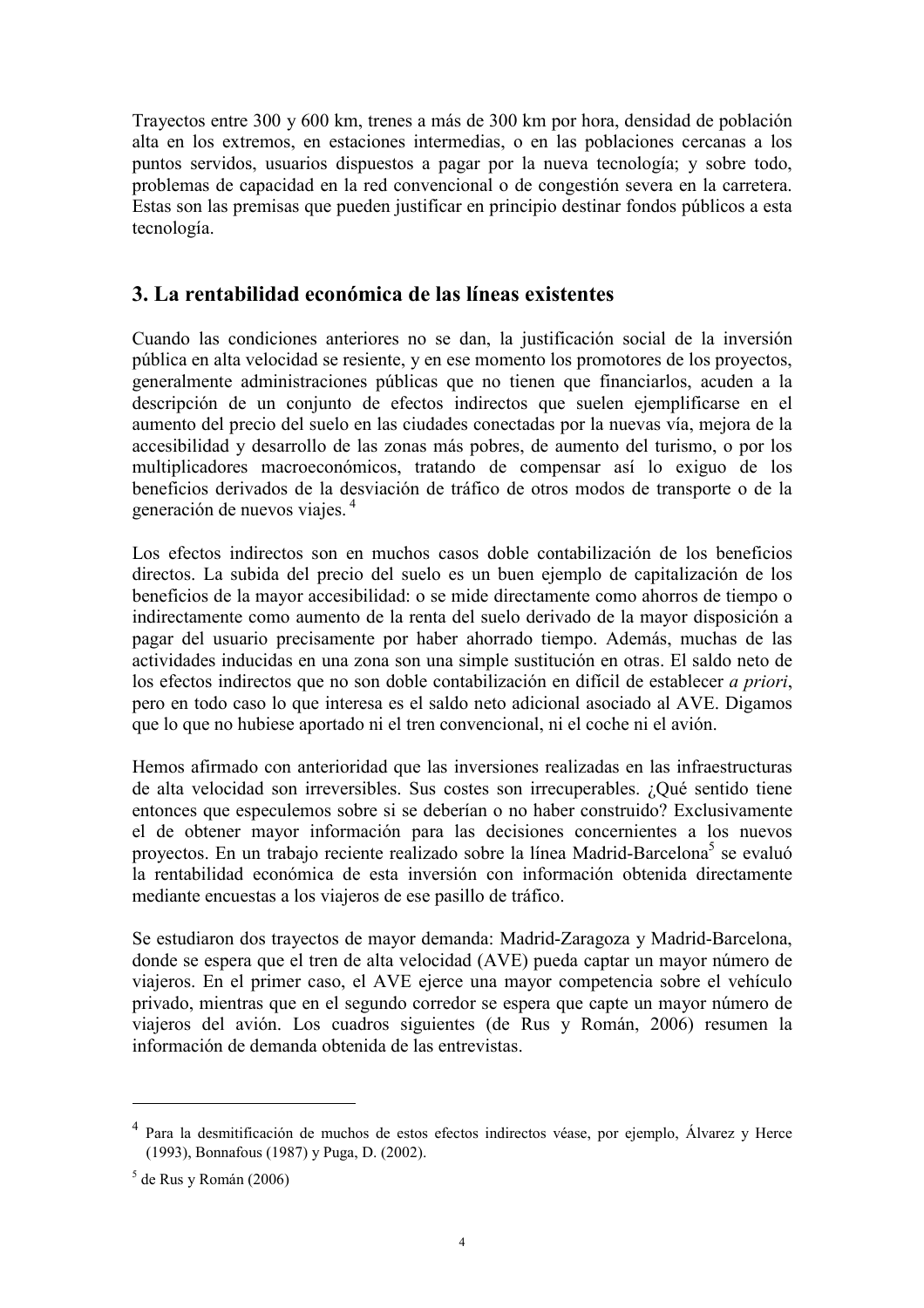Trayectos entre 300 y 600 km, trenes a más de 300 km por hora, densidad de población alta en los extremos, en estaciones intermedias, o en las poblaciones cercanas a los puntos servidos, usuarios dispuestos a pagar por la nueva tecnología; y sobre todo, problemas de capacidad en la red convencional o de congestión severa en la carretera. Estas son las premisas que pueden justificar en principio destinar fondos públicos a esta tecnología.

## 3. La rentabilidad económica de las líneas existentes

Cuando las condiciones anteriores no se dan, la justificación social de la inversión pública en alta velocidad se resiente, y en ese momento los promotores de los proyectos, generalmente administraciones públicas que no tienen que financiarlos, acuden a la descripción de un conjunto de efectos indirectos que suelen ejemplificarse en el aumento del precio del suelo en las ciudades conectadas por la nuevas vía, mejora de la accesibilidad y desarrollo de las zonas más pobres, de aumento del turismo, o por los multiplicadores macroeconómicos, tratando de compensar así lo exiguo de los beneficios derivados de la desviación de tráfico de otros modos de transporte o de la generación de nuevos viajes. [4]

Los efectos indirectos son en muchos casos doble contabilización de los beneficios directos. La subida del precio del suelo es un buen ejemplo de capitalización de los beneficios de la mayor accesibilidad: o se mide directamente como ahorros de tiempo o indirectamente como aumento de la renta del suelo derivado de la mayor disposición a pagar del usuario precisamente por haber ahorrado tiempo. Además, muchas de las actividades inducidas en una zona son una simple sustitución en otras. El saldo neto de los efectos indirectos que no son doble contabilización en difícil de establecer *a priori*, pero en todo caso lo que interesa es el saldo neto adicional asociado al AVE. Digamos que lo que no hubiese aportado ni el tren convencional, ni el coche ni el avión.

Hemos afirmado con anterioridad que las inversiones realizadas en las infraestructuras de alta velocidad son irreversibles. Sus costes son irrecuperables. ¿Qué sentido tiene entonces que especulemos sobre si se deberían o no haber construido? Exclusivamente el de obtener mayor información para las decisiones concernientes a los nuevos proyectos. En un trabajo reciente realizado sobre la línea Madrid-Barcelona[5] se evaluó la rentabilidad económica de esta inversión con información obtenida directamente mediante encuestas a los viajeros de ese pasillo de tráfico.

Se estudiaron dos trayectos de mayor demanda: Madrid-Zaragoza y Madrid-Barcelona, donde se espera que el tren de alta velocidad (AVE) pueda captar un mayor número de viajeros. En el primer caso, el AVE ejerce una mayor competencia sobre el vehículo privado, mientras que en el segundo corredor se espera que capte un mayor número de viajeros del avión. Los cuadros siguientes (de Rus y Román, 2006) resumen la información de demanda obtenida de las entrevistas.

---

[4] Para la desmitificación de muchos de estos efectos indirectos véase, por ejemplo, Álvarez y Herce (1993), Bonnafous (1987) y Puga, D. (2002).

[5] de Rus y Román (2006)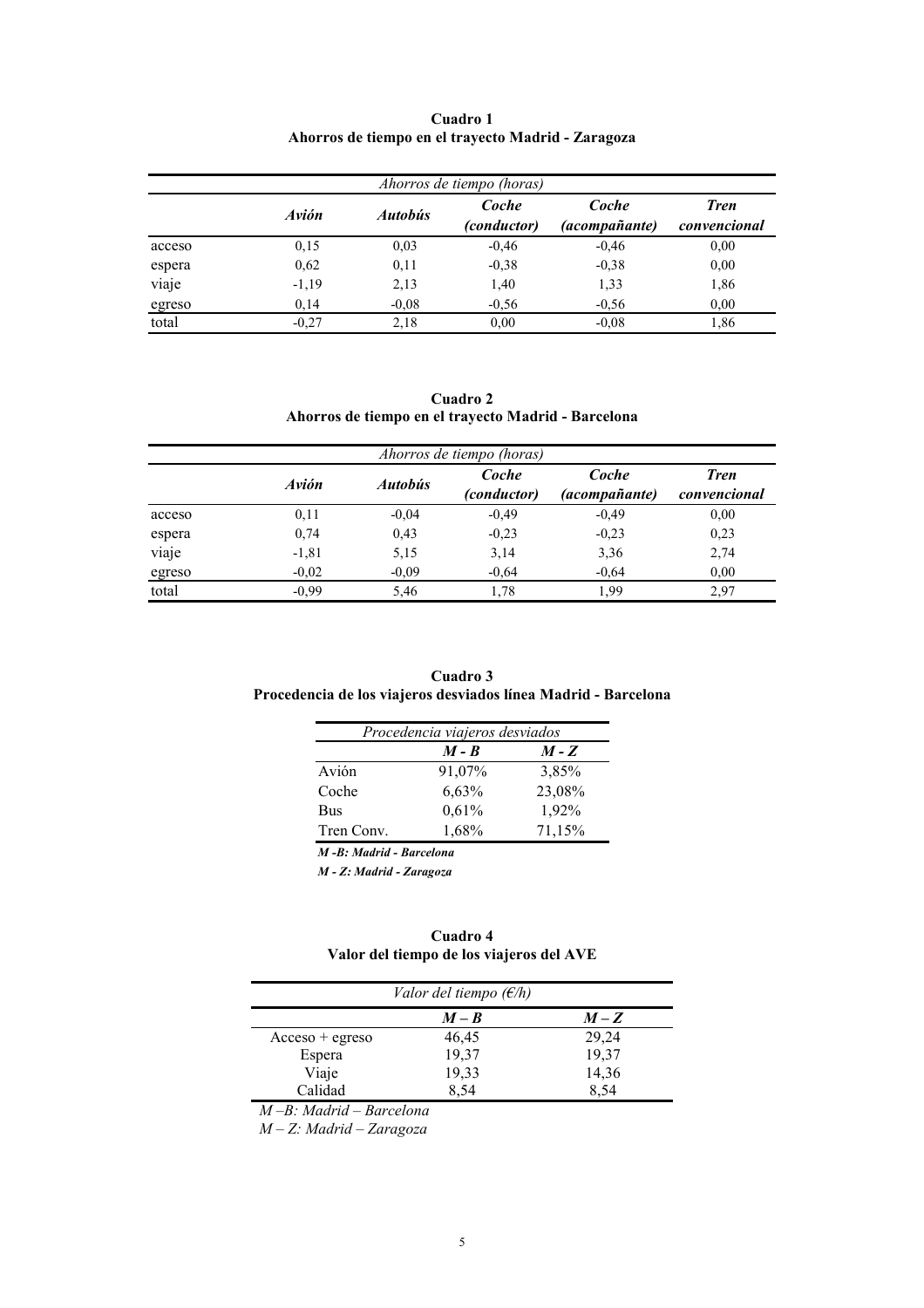**Cuadro 1**
**Ahorros de tiempo en el trayecto Madrid - Zaragoza**

| *Ahorros de tiempo (horas)* | | | | | |
|---|---|---|---|---|---|
| | ***Avión*** | ***Autobús*** | ***Coche (conductor)*** | ***Coche (acompañante)*** | ***Tren convencional*** |
| acceso | 0,15 | 0,03 | -0,46 | -0,46 | 0,00 |
| espera | 0,62 | 0,11 | -0,38 | -0,38 | 0,00 |
| viaje | -1,19 | 2,13 | 1,40 | 1,33 | 1,86 |
| egreso | 0,14 | -0,08 | -0,56 | -0,56 | 0,00 |
| total | -0,27 | 2,18 | 0,00 | -0,08 | 1,86 |

**Cuadro 2**
**Ahorros de tiempo en el trayecto Madrid - Barcelona**

| *Ahorros de tiempo (horas)* | | | | | |
|---|---|---|---|---|---|
| | ***Avión*** | ***Autobús*** | ***Coche (conductor)*** | ***Coche (acompañante)*** | ***Tren convencional*** |
| acceso | 0,11 | -0,04 | -0,49 | -0,49 | 0,00 |
| espera | 0,74 | 0,43 | -0,23 | -0,23 | 0,23 |
| viaje | -1,81 | 5,15 | 3,14 | 3,36 | 2,74 |
| egreso | -0,02 | -0,09 | -0,64 | -0,64 | 0,00 |
| total | -0,99 | 5,46 | 1,78 | 1,99 | 2,97 |

**Cuadro 3**
**Procedencia de los viajeros desviados línea Madrid - Barcelona**

| *Procedencia viajeros desviados* | | |
|---|---|---|
| | ***M - B*** | ***M - Z*** |
| Avión | 91,07% | 3,85% |
| Coche | 6,63% | 23,08% |
| Bus | 0,61% | 1,92% |
| Tren Conv. | 1,68% | 71,15% |

***M -B: Madrid - Barcelona***

***M - Z: Madrid - Zaragoza***

**Cuadro 4**
**Valor del tiempo de los viajeros del AVE**

| *Valor del tiempo (€/h)* | | |
|---|---|---|
| | ***M – B*** | ***M – Z*** |
| Acceso + egreso | 46,45 | 29,24 |
| Espera | 19,37 | 19,37 |
| Viaje | 19,33 | 14,36 |
| Calidad | 8,54 | 8,54 |

*M –B: Madrid – Barcelona*

*M – Z: Madrid – Zaragoza*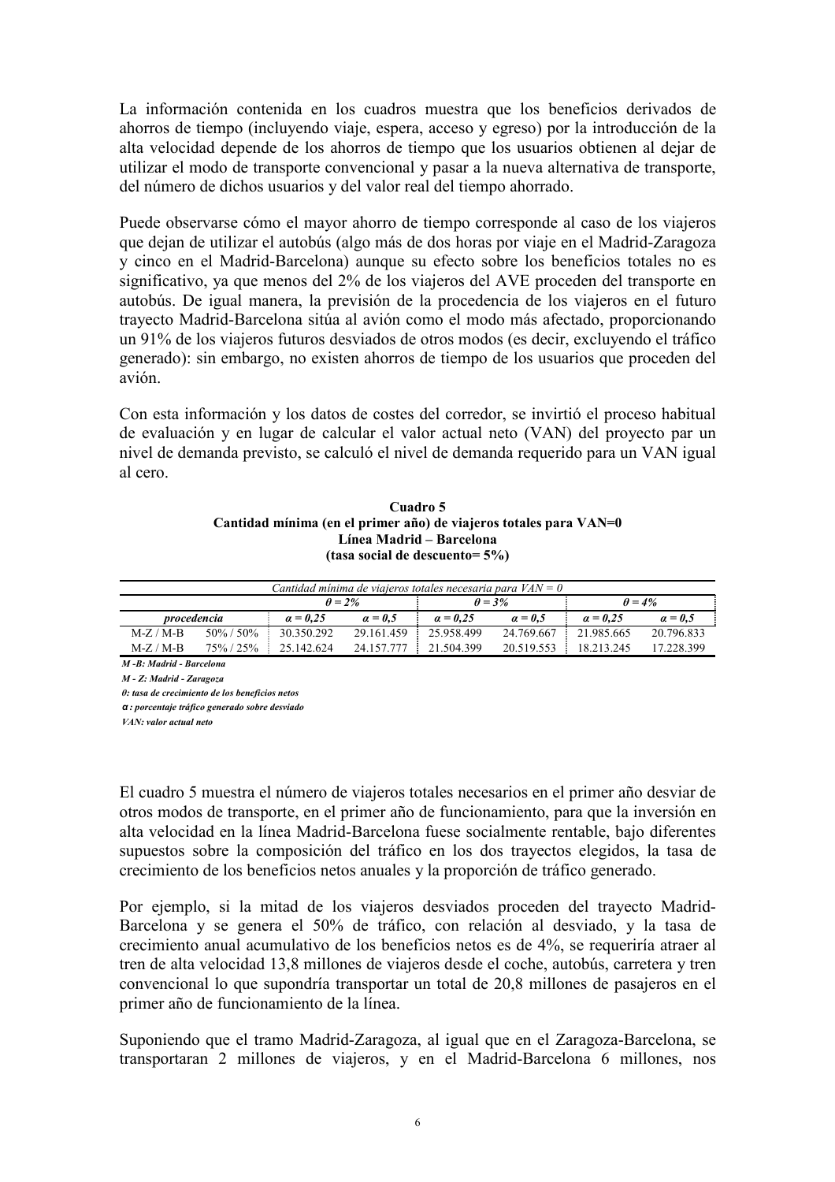La información contenida en los cuadros muestra que los beneficios derivados de ahorros de tiempo (incluyendo viaje, espera, acceso y egreso) por la introducción de la alta velocidad depende de los ahorros de tiempo que los usuarios obtienen al dejar de utilizar el modo de transporte convencional y pasar a la nueva alternativa de transporte, del número de dichos usuarios y del valor real del tiempo ahorrado.

Puede observarse cómo el mayor ahorro de tiempo corresponde al caso de los viajeros que dejan de utilizar el autobús (algo más de dos horas por viaje en el Madrid-Zaragoza y cinco en el Madrid-Barcelona) aunque su efecto sobre los beneficios totales no es significativo, ya que menos del 2% de los viajeros del AVE proceden del transporte en autobús. De igual manera, la previsión de la procedencia de los viajeros en el futuro trayecto Madrid-Barcelona sitúa al avión como el modo más afectado, proporcionando un 91% de los viajeros futuros desviados de otros modos (es decir, excluyendo el tráfico generado): sin embargo, no existen ahorros de tiempo de los usuarios que proceden del avión.

Con esta información y los datos de costes del corredor, se invirtió el proceso habitual de evaluación y en lugar de calcular el valor actual neto (VAN) del proyecto par un nivel de demanda previsto, se calculó el nivel de demanda requerido para un VAN igual al cero.

**Cuadro 5**
**Cantidad mínima (en el primer año) de viajeros totales para VAN=0**
**Línea Madrid – Barcelona**
**(tasa social de descuento= 5%)**

| | | *Cantidad mínima de viajeros totales necesaria para VAN = 0* | | | | | |
|---|---|---|---|---|---|---|---|
| | | *θ = 2%* | | *θ = 3%* | | *θ = 4%* | |
| ***procedencia*** | | ***α = 0,25*** | ***α = 0,5*** | ***α = 0,25*** | ***α = 0,5*** | ***α = 0,25*** | ***α = 0,5*** |
| M-Z / M-B | 50% / 50% | 30.350.292 | 29.161.459 | 25.958.499 | 24.769.667 | 21.985.665 | 20.796.833 |
| M-Z / M-B | 75% / 25% | 25.142.624 | 24.157.777 | 21.504.399 | 20.519.553 | 18.213.245 | 17.228.399 |

***M -B: Madrid - Barcelona***

***M - Z: Madrid - Zaragoza***

***θ: tasa de crecimiento de los beneficios netos***

***α : porcentaje tráfico generado sobre desviado***

***VAN: valor actual neto***

El cuadro 5 muestra el número de viajeros totales necesarios en el primer año desviar de otros modos de transporte, en el primer año de funcionamiento, para que la inversión en alta velocidad en la línea Madrid-Barcelona fuese socialmente rentable, bajo diferentes supuestos sobre la composición del tráfico en los dos trayectos elegidos, la tasa de crecimiento de los beneficios netos anuales y la proporción de tráfico generado.

Por ejemplo, si la mitad de los viajeros desviados proceden del trayecto Madrid-Barcelona y se genera el 50% de tráfico, con relación al desviado, y la tasa de crecimiento anual acumulativo de los beneficios netos es de 4%, se requeriría atraer al tren de alta velocidad 13,8 millones de viajeros desde el coche, autobús, carretera y tren convencional lo que supondría transportar un total de 20,8 millones de pasajeros en el primer año de funcionamiento de la línea.

Suponiendo que el tramo Madrid-Zaragoza, al igual que en el Zaragoza-Barcelona, se transportaran 2 millones de viajeros, y en el Madrid-Barcelona 6 millones, nos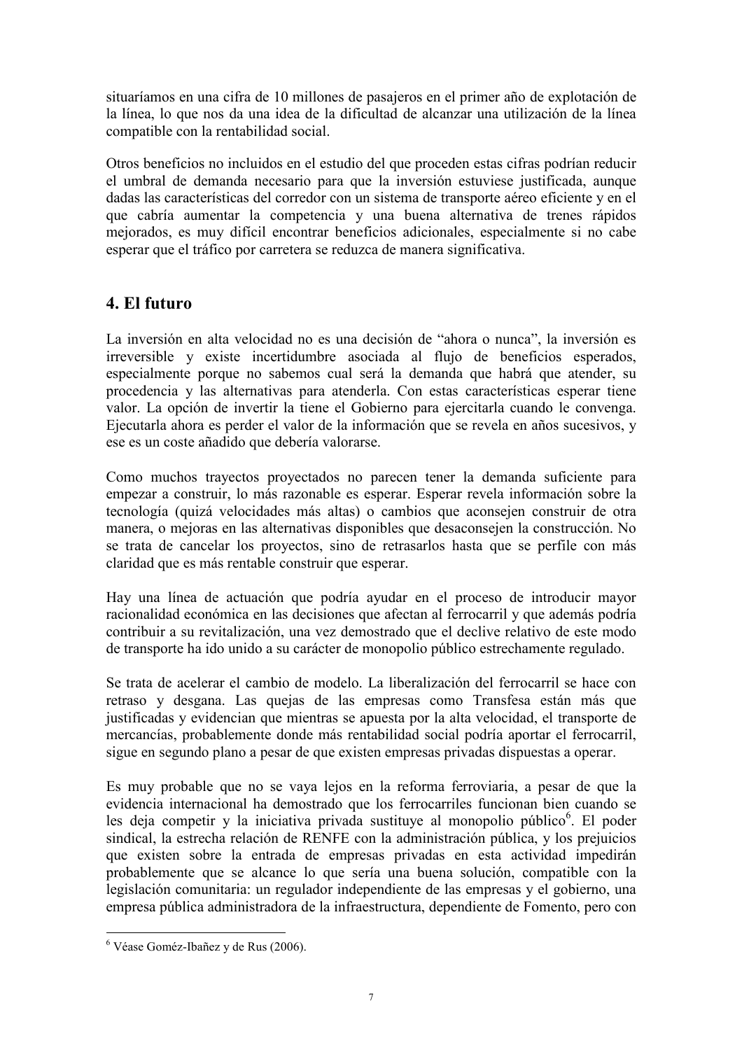situaríamos en una cifra de 10 millones de pasajeros en el primer año de explotación de la línea, lo que nos da una idea de la dificultad de alcanzar una utilización de la línea compatible con la rentabilidad social.

Otros beneficios no incluidos en el estudio del que proceden estas cifras podrían reducir el umbral de demanda necesario para que la inversión estuviese justificada, aunque dadas las características del corredor con un sistema de transporte aéreo eficiente y en el que cabría aumentar la competencia y una buena alternativa de trenes rápidos mejorados, es muy difícil encontrar beneficios adicionales, especialmente si no cabe esperar que el tráfico por carretera se reduzca de manera significativa.

## 4. El futuro

La inversión en alta velocidad no es una decisión de "ahora o nunca", la inversión es irreversible y existe incertidumbre asociada al flujo de beneficios esperados, especialmente porque no sabemos cual será la demanda que habrá que atender, su procedencia y las alternativas para atenderla. Con estas características esperar tiene valor. La opción de invertir la tiene el Gobierno para ejercitarla cuando le convenga. Ejecutarla ahora es perder el valor de la información que se revela en años sucesivos, y ese es un coste añadido que debería valorarse.

Como muchos trayectos proyectados no parecen tener la demanda suficiente para empezar a construir, lo más razonable es esperar. Esperar revela información sobre la tecnología (quizá velocidades más altas) o cambios que aconsejen construir de otra manera, o mejoras en las alternativas disponibles que desaconsejen la construcción. No se trata de cancelar los proyectos, sino de retrasarlos hasta que se perfile con más claridad que es más rentable construir que esperar.

Hay una línea de actuación que podría ayudar en el proceso de introducir mayor racionalidad económica en las decisiones que afectan al ferrocarril y que además podría contribuir a su revitalización, una vez demostrado que el declive relativo de este modo de transporte ha ido unido a su carácter de monopolio público estrechamente regulado.

Se trata de acelerar el cambio de modelo. La liberalización del ferrocarril se hace con retraso y desgana. Las quejas de las empresas como Transfesa están más que justificadas y evidencian que mientras se apuesta por la alta velocidad, el transporte de mercancías, probablemente donde más rentabilidad social podría aportar el ferrocarril, sigue en segundo plano a pesar de que existen empresas privadas dispuestas a operar.

Es muy probable que no se vaya lejos en la reforma ferroviaria, a pesar de que la evidencia internacional ha demostrado que los ferrocarriles funcionan bien cuando se les deja competir y la iniciativa privada sustituye al monopolio público[6]. El poder sindical, la estrecha relación de RENFE con la administración pública, y los prejuicios que existen sobre la entrada de empresas privadas en esta actividad impedirán probablemente que se alcance lo que sería una buena solución, compatible con la legislación comunitaria: un regulador independiente de las empresas y el gobierno, una empresa pública administradora de la infraestructura, dependiente de Fomento, pero con

[6] Véase Goméz-Ibañez y de Rus (2006).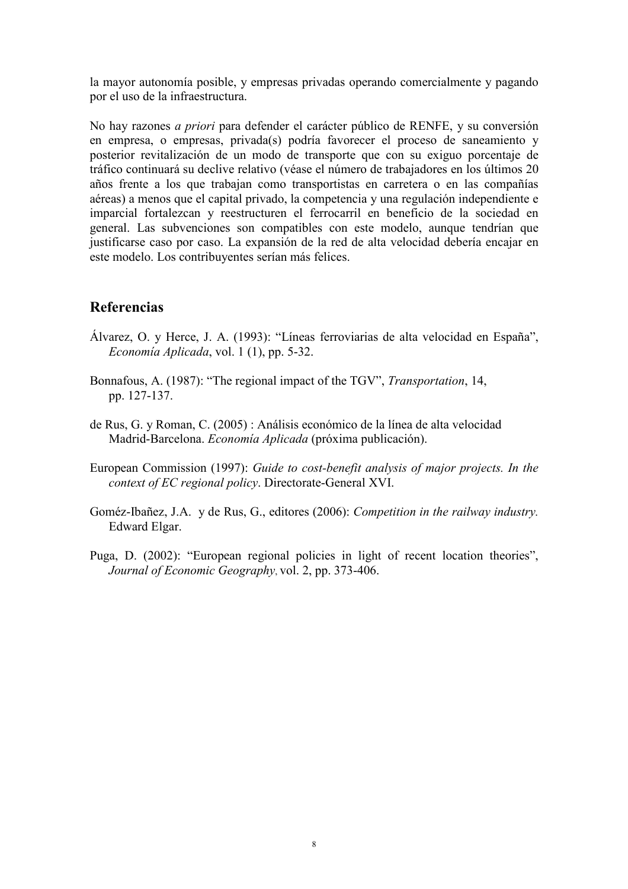la mayor autonomía posible, y empresas privadas operando comercialmente y pagando por el uso de la infraestructura.

No hay razones *a priori* para defender el carácter público de RENFE, y su conversión en empresa, o empresas, privada(s) podría favorecer el proceso de saneamiento y posterior revitalización de un modo de transporte que con su exiguo porcentaje de tráfico continuará su declive relativo (véase el número de trabajadores en los últimos 20 años frente a los que trabajan como transportistas en carretera o en las compañías aéreas) a menos que el capital privado, la competencia y una regulación independiente e imparcial fortalezcan y reestructuren el ferrocarril en beneficio de la sociedad en general. Las subvenciones son compatibles con este modelo, aunque tendrían que justificarse caso por caso. La expansión de la red de alta velocidad debería encajar en este modelo. Los contribuyentes serían más felices.

## Referencias

Álvarez, O. y Herce, J. A. (1993): "Líneas ferroviarias de alta velocidad en España", *Economía Aplicada*, vol. 1 (1), pp. 5-32.

Bonnafous, A. (1987): "The regional impact of the TGV", *Transportation*, 14, pp. 127-137.

de Rus, G. y Roman, C. (2005) : Análisis económico de la línea de alta velocidad Madrid-Barcelona. *Economía Aplicada* (próxima publicación).

European Commission (1997): *Guide to cost-benefit analysis of major projects. In the context of EC regional policy*. Directorate-General XVI.

Goméz-Ibañez, J.A. y de Rus, G., editores (2006): *Competition in the railway industry.* Edward Elgar.

Puga, D. (2002): "European regional policies in light of recent location theories", *Journal of Economic Geography*, vol. 2, pp. 373-406.